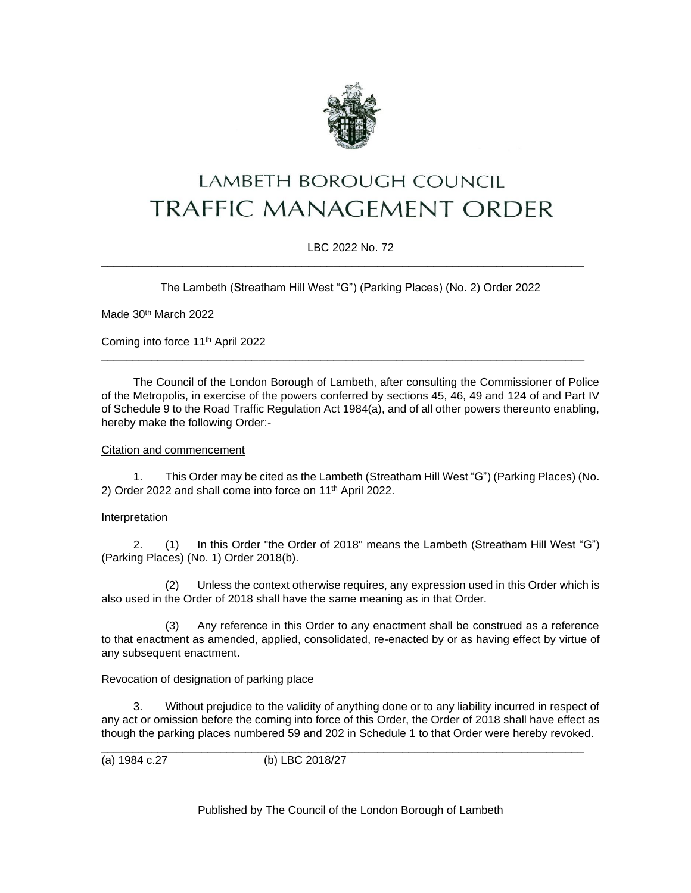# LAMBETH BOROUGH COUNCIL
# TRAFFIC MANAGEMENT ORDER

LBC 2022 No. 72

---

The Lambeth (Streatham Hill West "G") (Parking Places) (No. 2) Order 2022

Made 30th March 2022

Coming into force 11th April 2022

---

The Council of the London Borough of Lambeth, after consulting the Commissioner of Police of the Metropolis, in exercise of the powers conferred by sections 45, 46, 49 and 124 of and Part IV of Schedule 9 to the Road Traffic Regulation Act 1984(a), and of all other powers thereunto enabling, hereby make the following Order:-

Citation and commencement

1. This Order may be cited as the Lambeth (Streatham Hill West "G") (Parking Places) (No. 2) Order 2022 and shall come into force on 11th April 2022.

Interpretation

2. (1) In this Order "the Order of 2018" means the Lambeth (Streatham Hill West "G") (Parking Places) (No. 1) Order 2018(b).

(2) Unless the context otherwise requires, any expression used in this Order which is also used in the Order of 2018 shall have the same meaning as in that Order.

(3) Any reference in this Order to any enactment shall be construed as a reference to that enactment as amended, applied, consolidated, re-enacted by or as having effect by virtue of any subsequent enactment.

Revocation of designation of parking place

3. Without prejudice to the validity of anything done or to any liability incurred in respect of any act or omission before the coming into force of this Order, the Order of 2018 shall have effect as though the parking places numbered 59 and 202 in Schedule 1 to that Order were hereby revoked.

---

(a) 1984 c.27 (b) LBC 2018/27

Published by The Council of the London Borough of Lambeth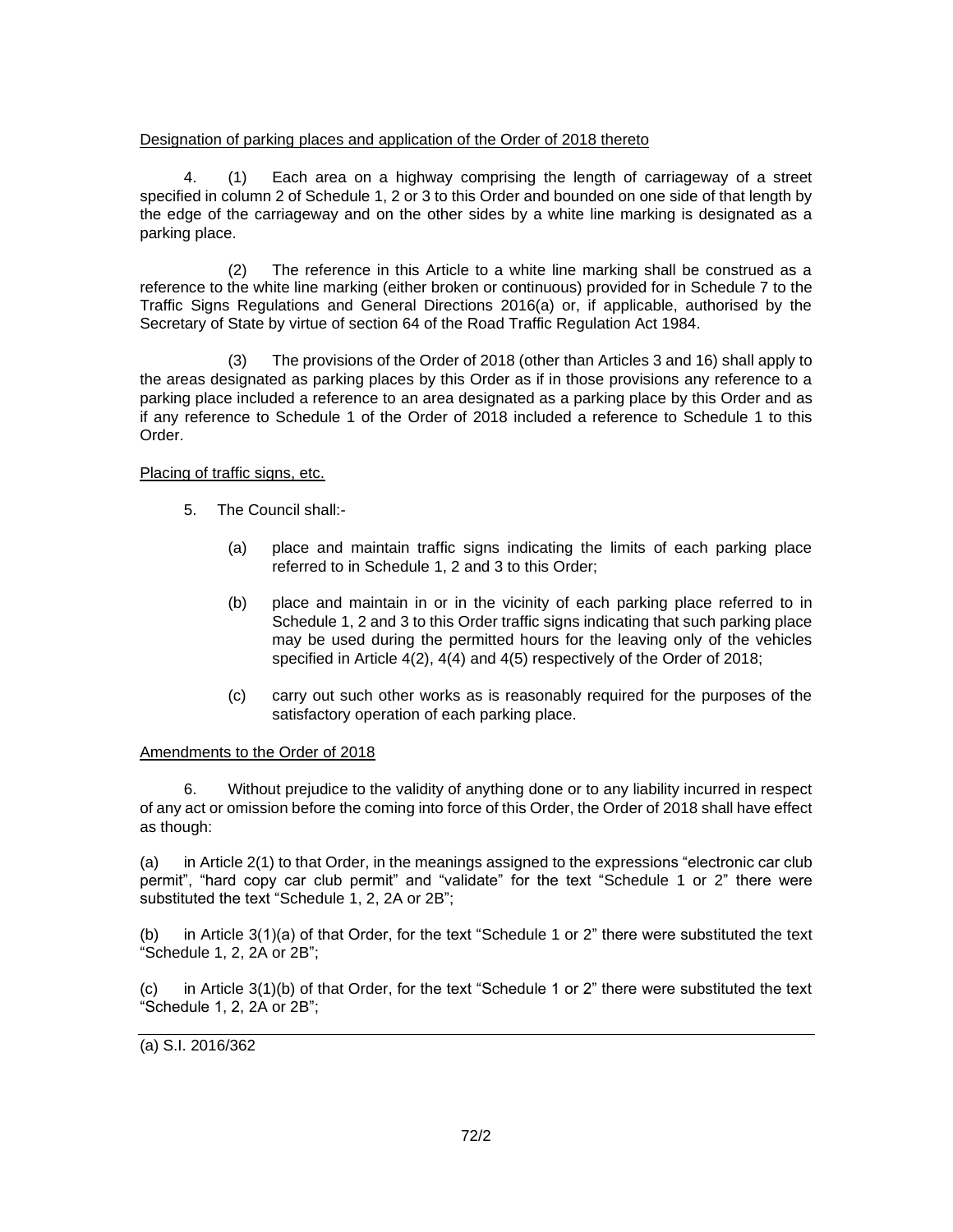Designation of parking places and application of the Order of 2018 thereto

4. (1) Each area on a highway comprising the length of carriageway of a street specified in column 2 of Schedule 1, 2 or 3 to this Order and bounded on one side of that length by the edge of the carriageway and on the other sides by a white line marking is designated as a parking place.

(2) The reference in this Article to a white line marking shall be construed as a reference to the white line marking (either broken or continuous) provided for in Schedule 7 to the Traffic Signs Regulations and General Directions 2016(a) or, if applicable, authorised by the Secretary of State by virtue of section 64 of the Road Traffic Regulation Act 1984.

(3) The provisions of the Order of 2018 (other than Articles 3 and 16) shall apply to the areas designated as parking places by this Order as if in those provisions any reference to a parking place included a reference to an area designated as a parking place by this Order and as if any reference to Schedule 1 of the Order of 2018 included a reference to Schedule 1 to this Order.

Placing of traffic signs, etc.

5. The Council shall:-

(a) place and maintain traffic signs indicating the limits of each parking place referred to in Schedule 1, 2 and 3 to this Order;

(b) place and maintain in or in the vicinity of each parking place referred to in Schedule 1, 2 and 3 to this Order traffic signs indicating that such parking place may be used during the permitted hours for the leaving only of the vehicles specified in Article 4(2), 4(4) and 4(5) respectively of the Order of 2018;

(c) carry out such other works as is reasonably required for the purposes of the satisfactory operation of each parking place.

Amendments to the Order of 2018

6. Without prejudice to the validity of anything done or to any liability incurred in respect of any act or omission before the coming into force of this Order, the Order of 2018 shall have effect as though:

(a) in Article 2(1) to that Order, in the meanings assigned to the expressions “electronic car club permit”, “hard copy car club permit” and “validate” for the text “Schedule 1 or 2” there were substituted the text “Schedule 1, 2, 2A or 2B”;

(b) in Article 3(1)(a) of that Order, for the text “Schedule 1 or 2” there were substituted the text “Schedule 1, 2, 2A or 2B”;

(c) in Article 3(1)(b) of that Order, for the text “Schedule 1 or 2” there were substituted the text “Schedule 1, 2, 2A or 2B”;

(a) S.I. 2016/362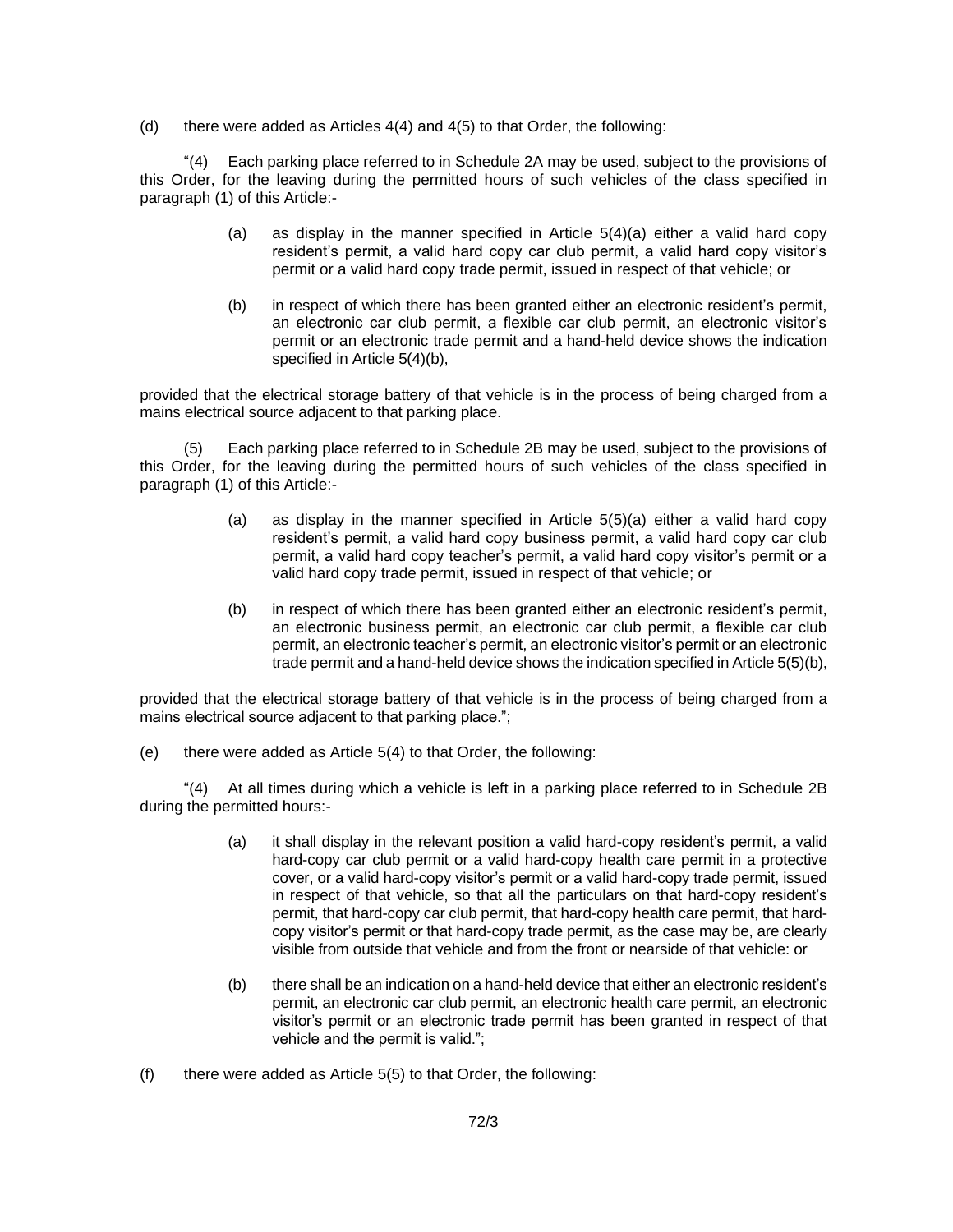(d) there were added as Articles 4(4) and 4(5) to that Order, the following:

"(4) Each parking place referred to in Schedule 2A may be used, subject to the provisions of this Order, for the leaving during the permitted hours of such vehicles of the class specified in paragraph (1) of this Article:-

> (a) as display in the manner specified in Article 5(4)(a) either a valid hard copy resident's permit, a valid hard copy car club permit, a valid hard copy visitor's permit or a valid hard copy trade permit, issued in respect of that vehicle; or
>
> (b) in respect of which there has been granted either an electronic resident's permit, an electronic car club permit, a flexible car club permit, an electronic visitor's permit or an electronic trade permit and a hand-held device shows the indication specified in Article 5(4)(b),

provided that the electrical storage battery of that vehicle is in the process of being charged from a mains electrical source adjacent to that parking place.

(5) Each parking place referred to in Schedule 2B may be used, subject to the provisions of this Order, for the leaving during the permitted hours of such vehicles of the class specified in paragraph (1) of this Article:-

> (a) as display in the manner specified in Article 5(5)(a) either a valid hard copy resident's permit, a valid hard copy business permit, a valid hard copy car club permit, a valid hard copy teacher's permit, a valid hard copy visitor's permit or a valid hard copy trade permit, issued in respect of that vehicle; or
>
> (b) in respect of which there has been granted either an electronic resident's permit, an electronic business permit, an electronic car club permit, a flexible car club permit, an electronic teacher's permit, an electronic visitor's permit or an electronic trade permit and a hand-held device shows the indication specified in Article 5(5)(b),

provided that the electrical storage battery of that vehicle is in the process of being charged from a mains electrical source adjacent to that parking place.";

(e) there were added as Article 5(4) to that Order, the following:

"(4) At all times during which a vehicle is left in a parking place referred to in Schedule 2B during the permitted hours:-

> (a) it shall display in the relevant position a valid hard-copy resident's permit, a valid hard-copy car club permit or a valid hard-copy health care permit in a protective cover, or a valid hard-copy visitor's permit or a valid hard-copy trade permit, issued in respect of that vehicle, so that all the particulars on that hard-copy resident's permit, that hard-copy car club permit, that hard-copy health care permit, that hard-copy visitor's permit or that hard-copy trade permit, as the case may be, are clearly visible from outside that vehicle and from the front or nearside of that vehicle: or
>
> (b) there shall be an indication on a hand-held device that either an electronic resident's permit, an electronic car club permit, an electronic health care permit, an electronic visitor's permit or an electronic trade permit has been granted in respect of that vehicle and the permit is valid.";

(f) there were added as Article 5(5) to that Order, the following: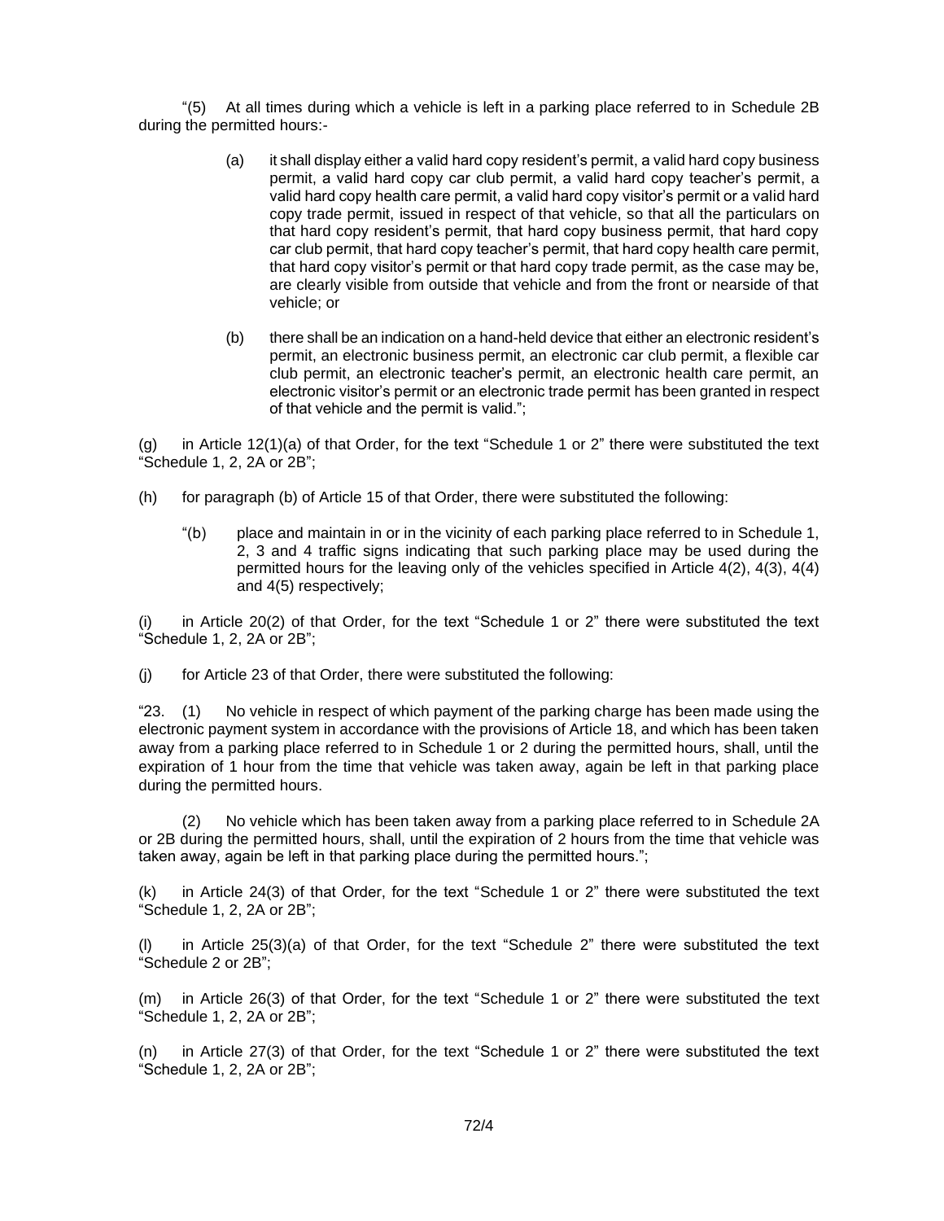"(5) At all times during which a vehicle is left in a parking place referred to in Schedule 2B during the permitted hours:-

> (a) it shall display either a valid hard copy resident's permit, a valid hard copy business permit, a valid hard copy car club permit, a valid hard copy teacher's permit, a valid hard copy health care permit, a valid hard copy visitor's permit or a valid hard copy trade permit, issued in respect of that vehicle, so that all the particulars on that hard copy resident's permit, that hard copy business permit, that hard copy car club permit, that hard copy teacher's permit, that hard copy health care permit, that hard copy visitor's permit or that hard copy trade permit, as the case may be, are clearly visible from outside that vehicle and from the front or nearside of that vehicle; or
>
> (b) there shall be an indication on a hand-held device that either an electronic resident's permit, an electronic business permit, an electronic car club permit, a flexible car club permit, an electronic teacher's permit, an electronic health care permit, an electronic visitor's permit or an electronic trade permit has been granted in respect of that vehicle and the permit is valid.";

(g) in Article 12(1)(a) of that Order, for the text "Schedule 1 or 2" there were substituted the text "Schedule 1, 2, 2A or 2B";

(h) for paragraph (b) of Article 15 of that Order, there were substituted the following:

> "(b) place and maintain in or in the vicinity of each parking place referred to in Schedule 1, 2, 3 and 4 traffic signs indicating that such parking place may be used during the permitted hours for the leaving only of the vehicles specified in Article 4(2), 4(3), 4(4) and 4(5) respectively;

(i) in Article 20(2) of that Order, for the text "Schedule 1 or 2" there were substituted the text "Schedule 1, 2, 2A or 2B";

(j) for Article 23 of that Order, there were substituted the following:

"23. (1) No vehicle in respect of which payment of the parking charge has been made using the electronic payment system in accordance with the provisions of Article 18, and which has been taken away from a parking place referred to in Schedule 1 or 2 during the permitted hours, shall, until the expiration of 1 hour from the time that vehicle was taken away, again be left in that parking place during the permitted hours.

(2) No vehicle which has been taken away from a parking place referred to in Schedule 2A or 2B during the permitted hours, shall, until the expiration of 2 hours from the time that vehicle was taken away, again be left in that parking place during the permitted hours.";

(k) in Article 24(3) of that Order, for the text "Schedule 1 or 2" there were substituted the text "Schedule 1, 2, 2A or 2B";

(l) in Article 25(3)(a) of that Order, for the text "Schedule 2" there were substituted the text "Schedule 2 or 2B";

(m) in Article 26(3) of that Order, for the text "Schedule 1 or 2" there were substituted the text "Schedule 1, 2, 2A or 2B";

(n) in Article 27(3) of that Order, for the text "Schedule 1 or 2" there were substituted the text "Schedule 1, 2, 2A or 2B";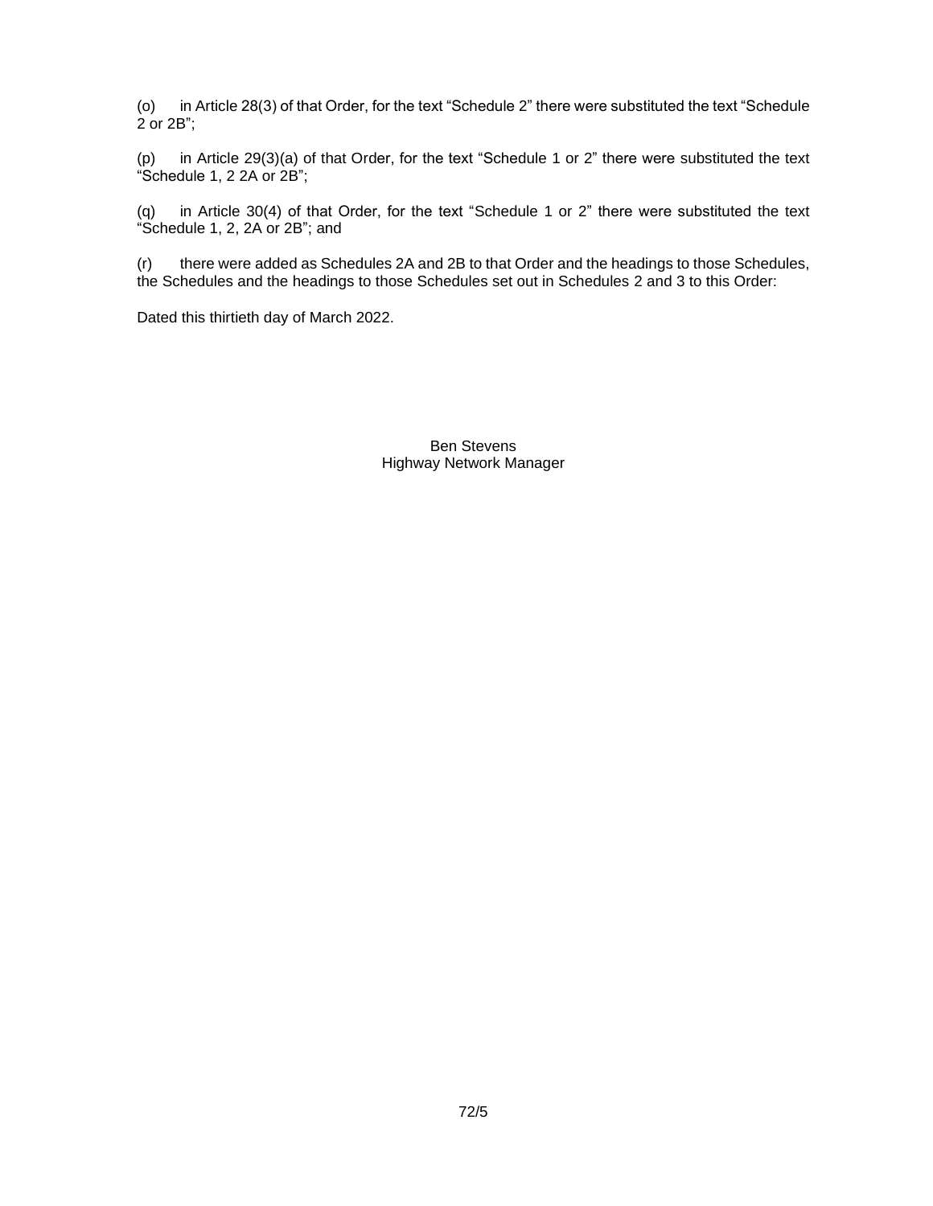(o) in Article 28(3) of that Order, for the text "Schedule 2" there were substituted the text "Schedule 2 or 2B";

(p) in Article 29(3)(a) of that Order, for the text "Schedule 1 or 2" there were substituted the text "Schedule 1, 2 2A or 2B";

(q) in Article 30(4) of that Order, for the text "Schedule 1 or 2" there were substituted the text "Schedule 1, 2, 2A or 2B"; and

(r) there were added as Schedules 2A and 2B to that Order and the headings to those Schedules, the Schedules and the headings to those Schedules set out in Schedules 2 and 3 to this Order:

Dated this thirtieth day of March 2022.

Ben Stevens
Highway Network Manager

72/5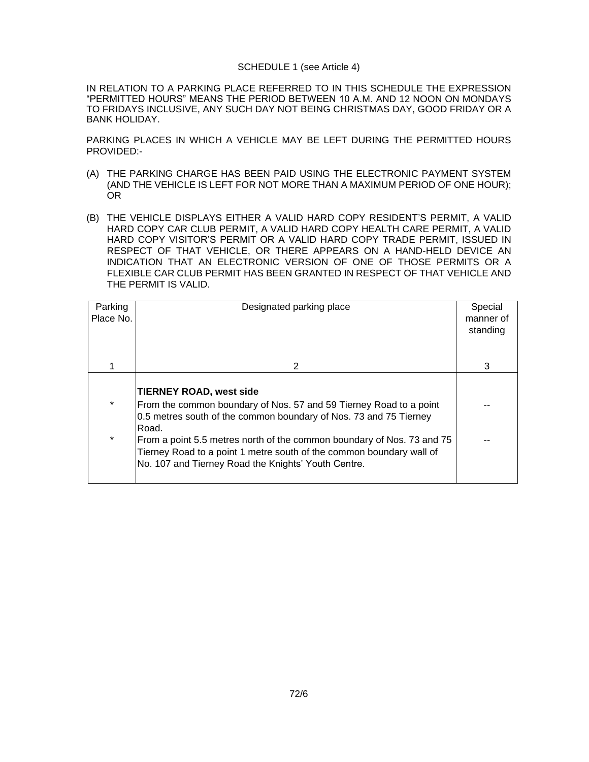SCHEDULE 1 (see Article 4)

IN RELATION TO A PARKING PLACE REFERRED TO IN THIS SCHEDULE THE EXPRESSION "PERMITTED HOURS" MEANS THE PERIOD BETWEEN 10 A.M. AND 12 NOON ON MONDAYS TO FRIDAYS INCLUSIVE, ANY SUCH DAY NOT BEING CHRISTMAS DAY, GOOD FRIDAY OR A BANK HOLIDAY.

PARKING PLACES IN WHICH A VEHICLE MAY BE LEFT DURING THE PERMITTED HOURS PROVIDED:-

(A) THE PARKING CHARGE HAS BEEN PAID USING THE ELECTRONIC PAYMENT SYSTEM (AND THE VEHICLE IS LEFT FOR NOT MORE THAN A MAXIMUM PERIOD OF ONE HOUR); OR

(B) THE VEHICLE DISPLAYS EITHER A VALID HARD COPY RESIDENT'S PERMIT, A VALID HARD COPY CAR CLUB PERMIT, A VALID HARD COPY HEALTH CARE PERMIT, A VALID HARD COPY VISITOR'S PERMIT OR A VALID HARD COPY TRADE PERMIT, ISSUED IN RESPECT OF THAT VEHICLE, OR THERE APPEARS ON A HAND-HELD DEVICE AN INDICATION THAT AN ELECTRONIC VERSION OF ONE OF THOSE PERMITS OR A FLEXIBLE CAR CLUB PERMIT HAS BEEN GRANTED IN RESPECT OF THAT VEHICLE AND THE PERMIT IS VALID.

| Parking Place No. | Designated parking place | Special manner of standing |
|---|---|---|
| 1 | 2 | 3 |
| | **TIERNEY ROAD, west side** | |
| * | From the common boundary of Nos. 57 and 59 Tierney Road to a point 0.5 metres south of the common boundary of Nos. 73 and 75 Tierney Road. | -- |
| * | From a point 5.5 metres north of the common boundary of Nos. 73 and 75 Tierney Road to a point 1 metre south of the common boundary wall of No. 107 and Tierney Road the Knights' Youth Centre. | -- |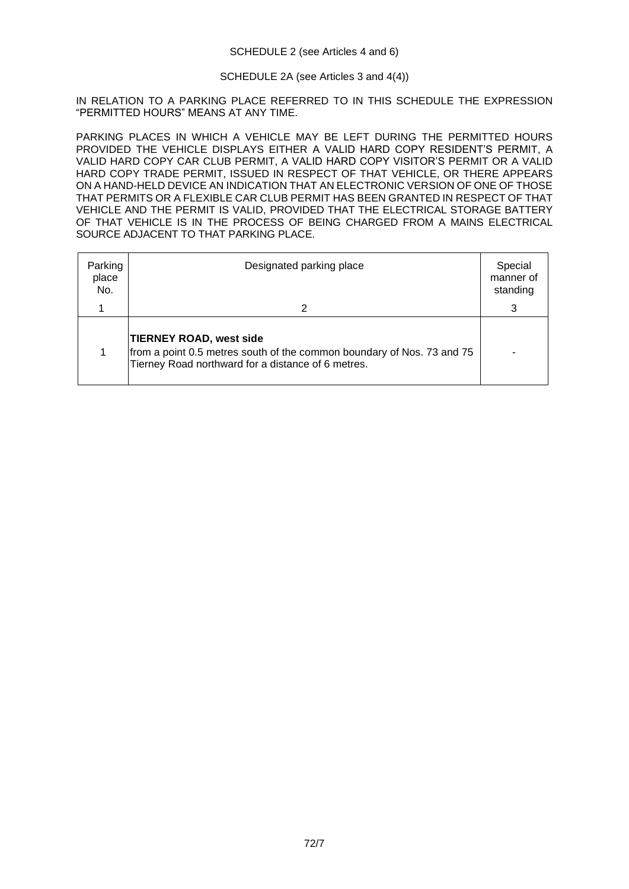SCHEDULE 2 (see Articles 4 and 6)

SCHEDULE 2A (see Articles 3 and 4(4))

IN RELATION TO A PARKING PLACE REFERRED TO IN THIS SCHEDULE THE EXPRESSION "PERMITTED HOURS" MEANS AT ANY TIME.

PARKING PLACES IN WHICH A VEHICLE MAY BE LEFT DURING THE PERMITTED HOURS PROVIDED THE VEHICLE DISPLAYS EITHER A VALID HARD COPY RESIDENT'S PERMIT, A VALID HARD COPY CAR CLUB PERMIT, A VALID HARD COPY VISITOR'S PERMIT OR A VALID HARD COPY TRADE PERMIT, ISSUED IN RESPECT OF THAT VEHICLE, OR THERE APPEARS ON A HAND-HELD DEVICE AN INDICATION THAT AN ELECTRONIC VERSION OF ONE OF THOSE THAT PERMITS OR A FLEXIBLE CAR CLUB PERMIT HAS BEEN GRANTED IN RESPECT OF THAT VEHICLE AND THE PERMIT IS VALID, PROVIDED THAT THE ELECTRICAL STORAGE BATTERY OF THAT VEHICLE IS IN THE PROCESS OF BEING CHARGED FROM A MAINS ELECTRICAL SOURCE ADJACENT TO THAT PARKING PLACE.

| Parking place No. | Designated parking place | Special manner of standing |
|---|---|---|
| 1 | 2 | 3 |
| 1 | **TIERNEY ROAD, west side**<br>from a point 0.5 metres south of the common boundary of Nos. 73 and 75 Tierney Road northward for a distance of 6 metres. | - |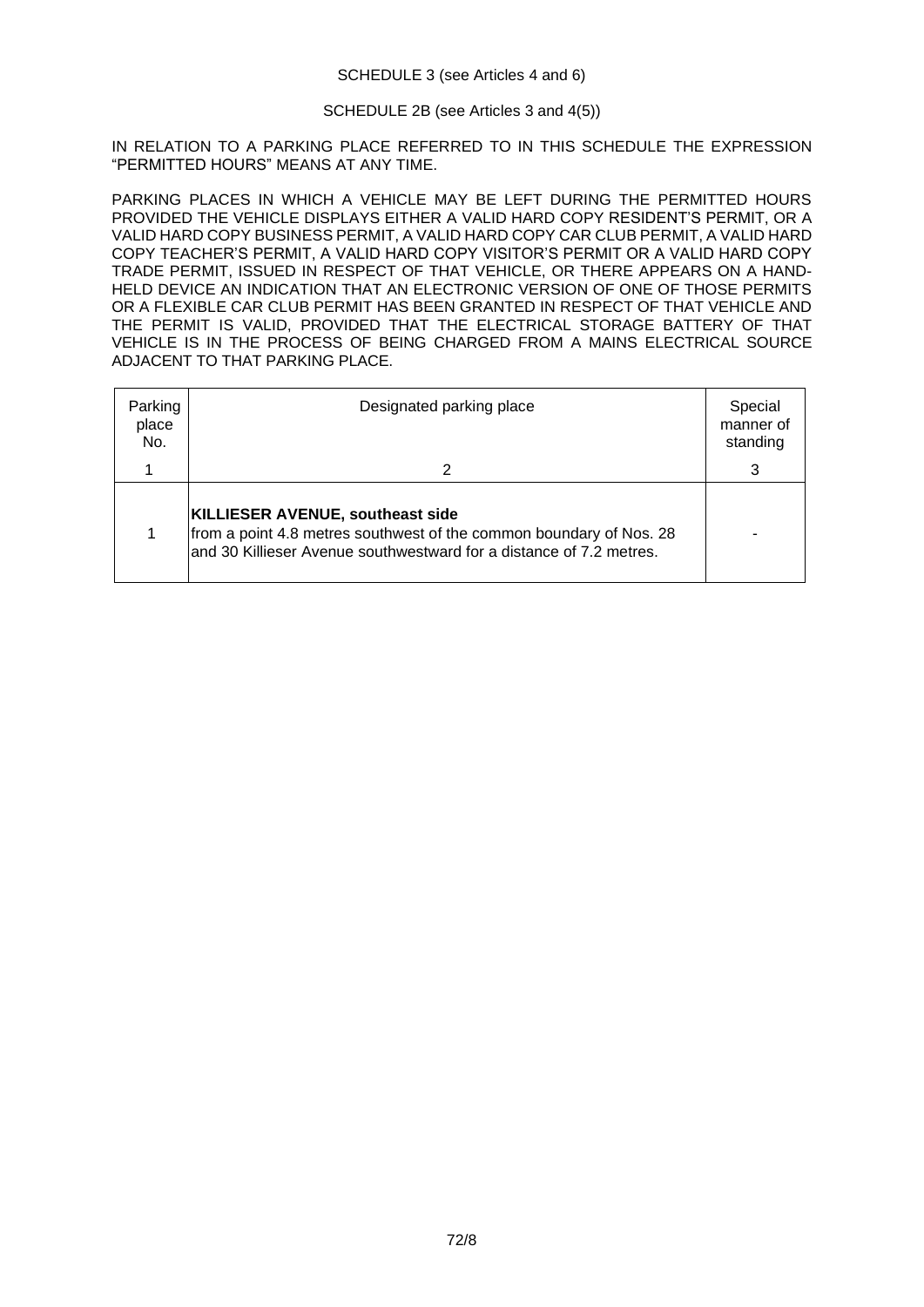SCHEDULE 3 (see Articles 4 and 6)

SCHEDULE 2B (see Articles 3 and 4(5))

IN RELATION TO A PARKING PLACE REFERRED TO IN THIS SCHEDULE THE EXPRESSION "PERMITTED HOURS" MEANS AT ANY TIME.

PARKING PLACES IN WHICH A VEHICLE MAY BE LEFT DURING THE PERMITTED HOURS PROVIDED THE VEHICLE DISPLAYS EITHER A VALID HARD COPY RESIDENT'S PERMIT, OR A VALID HARD COPY BUSINESS PERMIT, A VALID HARD COPY CAR CLUB PERMIT, A VALID HARD COPY TEACHER'S PERMIT, A VALID HARD COPY VISITOR'S PERMIT OR A VALID HARD COPY TRADE PERMIT, ISSUED IN RESPECT OF THAT VEHICLE, OR THERE APPEARS ON A HAND-HELD DEVICE AN INDICATION THAT AN ELECTRONIC VERSION OF ONE OF THOSE PERMITS OR A FLEXIBLE CAR CLUB PERMIT HAS BEEN GRANTED IN RESPECT OF THAT VEHICLE AND THE PERMIT IS VALID, PROVIDED THAT THE ELECTRICAL STORAGE BATTERY OF THAT VEHICLE IS IN THE PROCESS OF BEING CHARGED FROM A MAINS ELECTRICAL SOURCE ADJACENT TO THAT PARKING PLACE.

| Parking place No. | Designated parking place | Special manner of standing |
|---|---|---|
| 1 | 2 | 3 |
| 1 | **KILLIESER AVENUE, southeast side** from a point 4.8 metres southwest of the common boundary of Nos. 28 and 30 Killieser Avenue southwestward for a distance of 7.2 metres. | - |